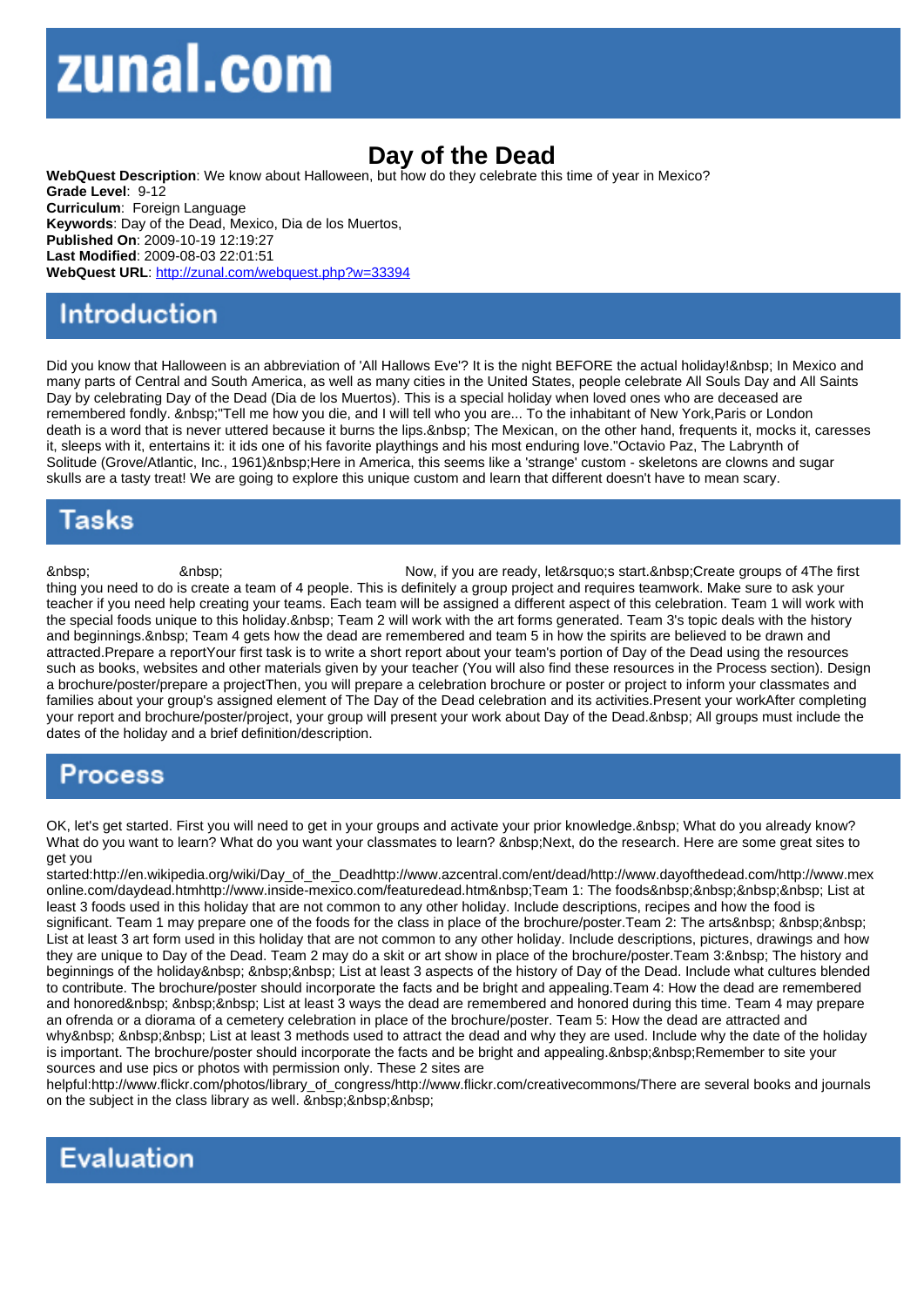zunal.com

# Day of the Dead

**WebQuest Description**: We know about Halloween, but how do they celebrate this time of year in Mexico?
**Grade Level**: 9-12
**Curriculum**: Foreign Language
**Keywords**: Day of the Dead, Mexico, Dia de los Muertos,
**Published On**: 2009-10-19 12:19:27
**Last Modified**: 2009-08-03 22:01:51
**WebQuest URL**: http://zunal.com/webquest.php?w=33394

## Introduction

Did you know that Halloween is an abbreviation of 'All Hallows Eve'? It is the night BEFORE the actual holiday!&nbsp; In Mexico and many parts of Central and South America, as well as many cities in the United States, people celebrate All Souls Day and All Saints Day by celebrating Day of the Dead (Dia de los Muertos). This is a special holiday when loved ones who are deceased are remembered fondly. &nbsp;"Tell me how you die, and I will tell who you are... To the inhabitant of New York,Paris or London death is a word that is never uttered because it burns the lips.&nbsp; The Mexican, on the other hand, frequents it, mocks it, caresses it, sleeps with it, entertains it: it ids one of his favorite playthings and his most enduring love."Octavio Paz, The Labrynth of Solitude (Grove/Atlantic, Inc., 1961)&nbsp;Here in America, this seems like a 'strange' custom - skeletons are clowns and sugar skulls are a tasty treat! We are going to explore this unique custom and learn that different doesn't have to mean scary.

## Tasks

&nbsp; &nbsp; Now, if you are ready, let&rsquo;s start.&nbsp;Create groups of 4The first thing you need to do is create a team of 4 people. This is definitely a group project and requires teamwork. Make sure to ask your teacher if you need help creating your teams. Each team will be assigned a different aspect of this celebration. Team 1 will work with the special foods unique to this holiday.&nbsp; Team 2 will work with the art forms generated. Team 3's topic deals with the history and beginnings.&nbsp; Team 4 gets how the dead are remembered and team 5 in how the spirits are believed to be drawn and attracted.Prepare a reportYour first task is to write a short report about your team's portion of Day of the Dead using the resources such as books, websites and other materials given by your teacher (You will also find these resources in the Process section). Design a brochure/poster/prepare a projectThen, you will prepare a celebration brochure or poster or project to inform your classmates and families about your group's assigned element of The Day of the Dead celebration and its activities.Present your workAfter completing your report and brochure/poster/project, your group will present your work about Day of the Dead.&nbsp; All groups must include the dates of the holiday and a brief definition/description.

## Process

OK, let's get started. First you will need to get in your groups and activate your prior knowledge.&nbsp; What do you already know? What do you want to learn? What do you want your classmates to learn? &nbsp;Next, do the research. Here are some great sites to get you started:http://en.wikipedia.org/wiki/Day_of_the_Deadhttp://www.azcentral.com/ent/dead/http://www.dayofthedead.com/http://www.mexonline.com/daydead.htmhttp://www.inside-mexico.com/featuredead.htm&nbsp;Team 1: The foods&nbsp;&nbsp;&nbsp;&nbsp; List at least 3 foods used in this holiday that are not common to any other holiday. Include descriptions, recipes and how the food is significant. Team 1 may prepare one of the foods for the class in place of the brochure/poster.Team 2: The arts&nbsp; &nbsp;&nbsp; List at least 3 art form used in this holiday that are not common to any other holiday. Include descriptions, pictures, drawings and how they are unique to Day of the Dead. Team 2 may do a skit or art show in place of the brochure/poster.Team 3:&nbsp; The history and beginnings of the holiday&nbsp; &nbsp;&nbsp; List at least 3 aspects of the history of Day of the Dead. Include what cultures blended to contribute. The brochure/poster should incorporate the facts and be bright and appealing.Team 4: How the dead are remembered and honored&nbsp; &nbsp;&nbsp; List at least 3 ways the dead are remembered and honored during this time. Team 4 may prepare an ofrenda or a diorama of a cemetery celebration in place of the brochure/poster. Team 5: How the dead are attracted and why&nbsp; &nbsp;&nbsp; List at least 3 methods used to attract the dead and why they are used. Include why the date of the holiday is important. The brochure/poster should incorporate the facts and be bright and appealing.&nbsp;&nbsp;Remember to site your sources and use pics or photos with permission only. These 2 sites are helpful:http://www.flickr.com/photos/library_of_congress/http://www.flickr.com/creativecommons/There are several books and journals on the subject in the class library as well. &nbsp;&nbsp;&nbsp;

## Evaluation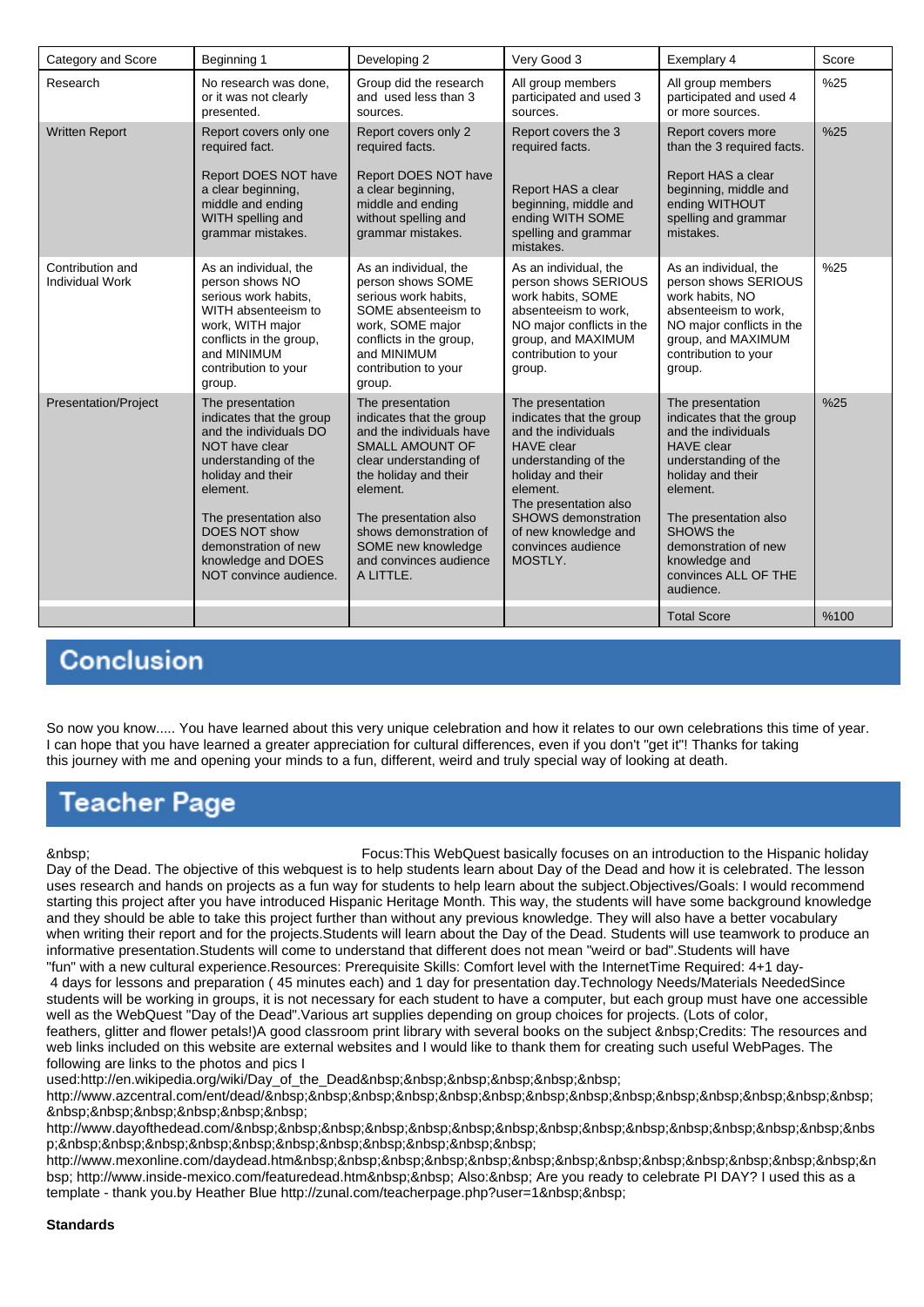| Category and Score | Beginning 1 | Developing 2 | Very Good 3 | Exemplary 4 | Score |
|---|---|---|---|---|---|
| Research | No research was done, or it was not clearly presented. | Group did the research and used less than 3 sources. | All group members participated and used 3 sources. | All group members participated and used 4 or more sources. | %25 |
| Written Report | Report covers only one required fact. Report DOES NOT have a clear beginning, middle and ending WITH spelling and grammar mistakes. | Report covers only 2 required facts. Report DOES NOT have a clear beginning, middle and ending without spelling and grammar mistakes. | Report covers the 3 required facts. Report HAS a clear beginning, middle and ending WITH SOME spelling and grammar mistakes. | Report covers more than the 3 required facts. Report HAS a clear beginning, middle and ending WITHOUT spelling and grammar mistakes. | %25 |
| Contribution and Individual Work | As an individual, the person shows NO serious work habits, WITH absenteeism to work, WITH major conflicts in the group, and MINIMUM contribution to your group. | As an individual, the person shows SOME serious work habits, SOME absenteeism to work, SOME major conflicts in the group, and MINIMUM contribution to your group. | As an individual, the person shows SERIOUS work habits, SOME absenteeism to work, NO major conflicts in the group, and MAXIMUM contribution to your group. | As an individual, the person shows SERIOUS work habits, NO absenteeism to work, NO major conflicts in the group, and MAXIMUM contribution to your group. | %25 |
| Presentation/Project | The presentation indicates that the group and the individuals DO NOT have clear understanding of the holiday and their element. The presentation also DOES NOT show demonstration of new knowledge and DOES NOT convince audience. | The presentation indicates that the group and the individuals have SMALL AMOUNT OF clear understanding of the holiday and their element. The presentation also shows demonstration of SOME new knowledge and convinces audience A LITTLE. | The presentation indicates that the group and the individuals HAVE clear understanding of the holiday and their element. The presentation also SHOWS demonstration of new knowledge and convinces audience MOSTLY. | The presentation indicates that the group and the individuals HAVE clear understanding of the holiday and their element. The presentation also SHOWS the demonstration of new knowledge and convinces ALL OF THE audience. | %25 |
| | | | | Total Score | %100 |

## Conclusion

So now you know..... You have learned about this very unique celebration and how it relates to our own celebrations this time of year. I can hope that you have learned a greater appreciation for cultural differences, even if you don't "get it"! Thanks for taking this journey with me and opening your minds to a fun, different, weird and truly special way of looking at death.

## Teacher Page

&nbsp; Focus:This WebQuest basically focuses on an introduction to the Hispanic holiday Day of the Dead. The objective of this webquest is to help students learn about Day of the Dead and how it is celebrated. The lesson uses research and hands on projects as a fun way for students to help learn about the subject.Objectives/Goals: I would recommend starting this project after you have introduced Hispanic Heritage Month. This way, the students will have some background knowledge and they should be able to take this project further than without any previous knowledge. They will also have a better vocabulary when writing their report and for the projects.Students will learn about the Day of the Dead. Students will use teamwork to produce an informative presentation.Students will come to understand that different does not mean "weird or bad".Students will have "fun" with a new cultural experience.Resources: Prerequisite Skills: Comfort level with the InternetTime Required: 4+1 day- 4 days for lessons and preparation ( 45 minutes each) and 1 day for presentation day.Technology Needs/Materials NeededSince students will be working in groups, it is not necessary for each student to have a computer, but each group must have one accessible well as the WebQuest "Day of the Dead".Various art supplies depending on group choices for projects. (Lots of color, feathers, glitter and flower petals!)A good classroom print library with several books on the subject &nbsp;Credits: The resources and web links included on this website are external websites and I would like to thank them for creating such useful WebPages. The following are links to the photos and pics I used:http://en.wikipedia.org/wiki/Day_of_the_Dead&nbsp;&nbsp;&nbsp;&nbsp;&nbsp;&nbsp; http://www.azcentral.com/ent/dead/&nbsp;&nbsp;&nbsp;&nbsp;&nbsp;&nbsp;&nbsp;&nbsp;&nbsp;&nbsp;&nbsp;&nbsp;&nbsp;&nbsp;&nbsp;&nbsp;&nbsp;&nbsp;&nbsp;&nbsp; http://www.dayofthedead.com/&nbsp;&nbsp;&nbsp;&nbsp;&nbsp;&nbsp;&nbsp;&nbsp;&nbsp;&nbsp;&nbsp;&nbsp;&nbsp;&nbsp;&nbsp;&nbsp;&nbsp;&nbsp;&nbsp;&nbsp;&nbsp;&nbsp;&nbsp;&nbsp;&nbsp;&nbsp;&nbsp;&nbsp;&nbsp; http://www.mexonline.com/daydead.htm&nbsp;&nbsp;&nbsp;&nbsp;&nbsp;&nbsp;&nbsp;&nbsp;&nbsp;&nbsp;&nbsp;&nbsp;&nbsp;&nbsp;&nbsp; http://www.inside-mexico.com/featuredead.htm&nbsp;&nbsp; Also:&nbsp; Are you ready to celebrate PI DAY? I used this as a template - thank you.by Heather Blue http://zunal.com/teacherpage.php?user=1&nbsp;&nbsp;

**Standards**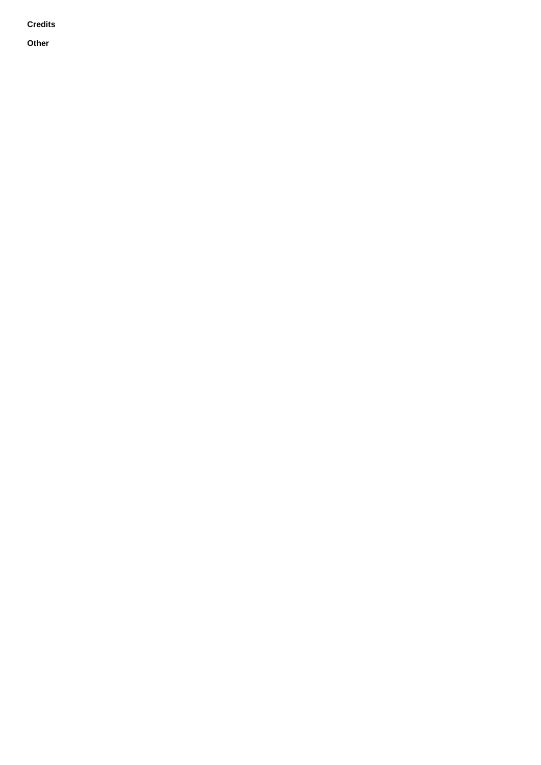**Credits**

**Other**